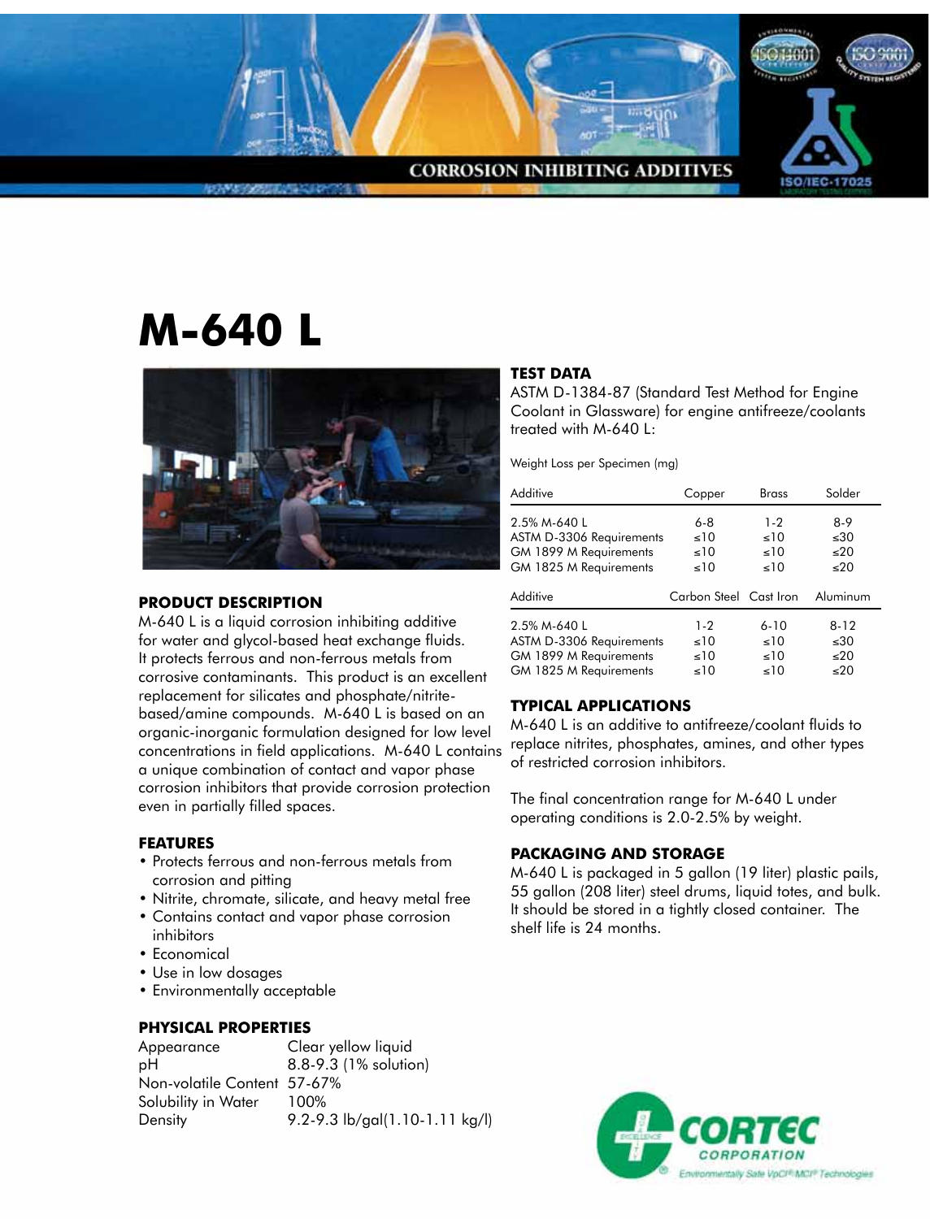CORROSION INHIBITING ADDITIVES

# M-640 L

## PRODUCT DESCRIPTION

M-640 L is a liquid corrosion inhibiting additive for water and glycol-based heat exchange fluids. It protects ferrous and non-ferrous metals from corrosive contaminants. This product is an excellent replacement for silicates and phosphate/nitrite-based/amine compounds. M-640 L is based on an organic-inorganic formulation designed for low level concentrations in field applications. M-640 L contains a unique combination of contact and vapor phase corrosion inhibitors that provide corrosion protection even in partially filled spaces.

## FEATURES

- Protects ferrous and non-ferrous metals from corrosion and pitting
- Nitrite, chromate, silicate, and heavy metal free
- Contains contact and vapor phase corrosion inhibitors
- Economical
- Use in low dosages
- Environmentally acceptable

## PHYSICAL PROPERTIES

| | |
|---|---|
| Appearance | Clear yellow liquid |
| pH | 8.8-9.3 (1% solution) |
| Non-volatile Content | 57-67% |
| Solubility in Water | 100% |
| Density | 9.2-9.3 lb/gal(1.10-1.11 kg/l) |

## TEST DATA

ASTM D-1384-87 (Standard Test Method for Engine Coolant in Glassware) for engine antifreeze/coolants treated with M-640 L:

Weight Loss per Specimen (mg)

| Additive | Copper | Brass | Solder |
|---|---|---|---|
| 2.5% M-640 L | 6-8 | 1-2 | 8-9 |
| ASTM D-3306 Requirements | ≤10 | ≤10 | ≤30 |
| GM 1899 M Requirements | ≤10 | ≤10 | ≤20 |
| GM 1825 M Requirements | ≤10 | ≤10 | ≤20 |

| Additive | Carbon Steel | Cast Iron | Aluminum |
|---|---|---|---|
| 2.5% M-640 L | 1-2 | 6-10 | 8-12 |
| ASTM D-3306 Requirements | ≤10 | ≤10 | ≤30 |
| GM 1899 M Requirements | ≤10 | ≤10 | ≤20 |
| GM 1825 M Requirements | ≤10 | ≤10 | ≤20 |

## TYPICAL APPLICATIONS

M-640 L is an additive to antifreeze/coolant fluids to replace nitrites, phosphates, amines, and other types of restricted corrosion inhibitors.

The final concentration range for M-640 L under operating conditions is 2.0-2.5% by weight.

## PACKAGING AND STORAGE

M-640 L is packaged in 5 gallon (19 liter) plastic pails, 55 gallon (208 liter) steel drums, liquid totes, and bulk. It should be stored in a tightly closed container. The shelf life is 24 months.

CORTEC CORPORATION
Environmentally Safe VpCI® MCI® Technologies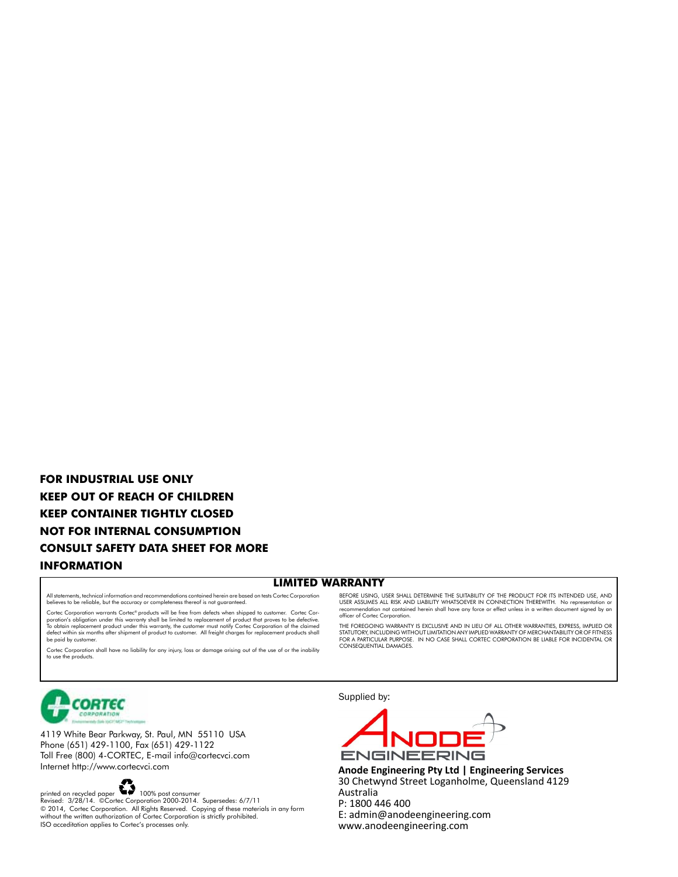**FOR INDUSTRIAL USE ONLY**
**KEEP OUT OF REACH OF CHILDREN**
**KEEP CONTAINER TIGHTLY CLOSED**
**NOT FOR INTERNAL CONSUMPTION**
**CONSULT SAFETY DATA SHEET FOR MORE INFORMATION**

## LIMITED WARRANTY

All statements, technical information and recommendations contained herein are based on tests Cortec Corporation believes to be reliable, but the accuracy or completeness thereof is not guaranteed.

Cortec Corporation warrants Cortec® products will be free from defects when shipped to customer. Cortec Corporation's obligation under this warranty shall be limited to replacement of product that proves to be defective. To obtain replacement product under this warranty, the customer must notify Cortec Corporation of the claimed defect within six months after shipment of product to customer. All freight charges for replacement products shall be paid by customer.

Cortec Corporation shall have no liability for any injury, loss or damage arising out of the use of or the inability to use the products.

BEFORE USING, USER SHALL DETERMINE THE SUITABILITY OF THE PRODUCT FOR ITS INTENDED USE, AND USER ASSUMES ALL RISK AND LIABILITY WHATSOEVER IN CONNECTION THEREWITH. No representation or recommendation not contained herein shall have any force or effect unless in a written document signed by an officer of Cortec Corporation.

THE FOREGOING WARRANTY IS EXCLUSIVE AND IN LIEU OF ALL OTHER WARRANTIES, EXPRESS, IMPLIED OR STATUTORY, INCLUDING WITHOUT LIMITATION ANY IMPLIED WARRANTY OF MERCHANTABILITY OR OF FITNESS FOR A PARTICULAR PURPOSE. IN NO CASE SHALL CORTEC CORPORATION BE LIABLE FOR INCIDENTAL OR CONSEQUENTIAL DAMAGES.

CORTEC CORPORATION

4119 White Bear Parkway, St. Paul, MN 55110 USA
Phone (651) 429-1100, Fax (651) 429-1122
Toll Free (800) 4-CORTEC, E-mail info@cortecvci.com
Internet http://www.cortecvci.com

printed on recycled paper 100% post consumer
Revised: 3/28/14. ©Cortec Corporation 2000-2014. Supersedes: 6/7/11
© 2014, Cortec Corporation. All Rights Reserved. Copying of these materials in any form without the written authorization of Cortec Corporation is strictly prohibited.
ISO acceditation applies to Cortec's processes only.

Supplied by:

ANODE ENGINEERING

**Anode Engineering Pty Ltd | Engineering Services**
30 Chetwynd Street Loganholme, Queensland 4129
Australia
P: 1800 446 400
E: admin@anodeengineering.com
www.anodeengineering.com